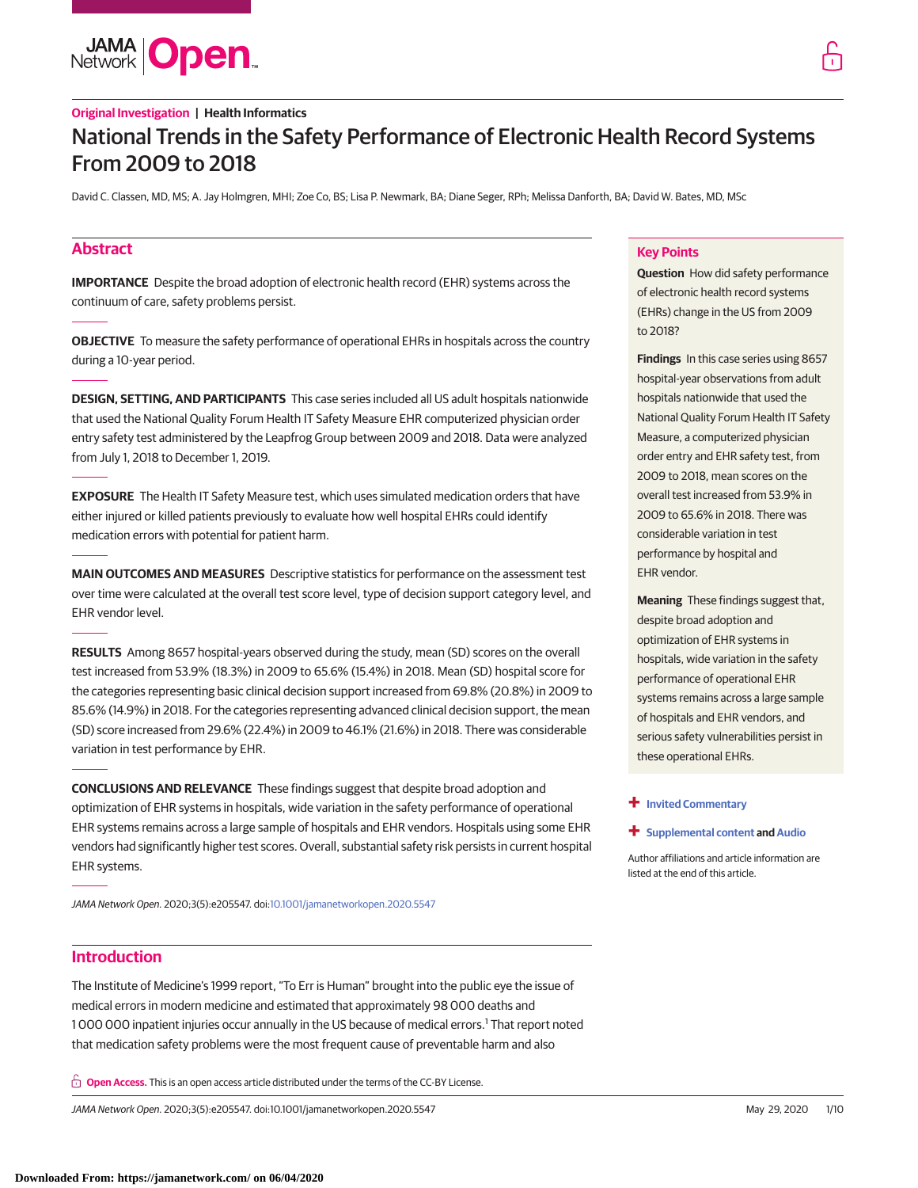Original Investigation | Health Informatics

# National Trends in the Safety Performance of Electronic Health Record Systems From 2009 to 2018

David C. Classen, MD, MS; A. Jay Holmgren, MHI; Zoe Co, BS; Lisa P. Newmark, BA; Diane Seger, RPh; Melissa Danforth, BA; David W. Bates, MD, MSc

## Abstract

**IMPORTANCE** Despite the broad adoption of electronic health record (EHR) systems across the continuum of care, safety problems persist.

**OBJECTIVE** To measure the safety performance of operational EHRs in hospitals across the country during a 10-year period.

**DESIGN, SETTING, AND PARTICIPANTS** This case series included all US adult hospitals nationwide that used the National Quality Forum Health IT Safety Measure EHR computerized physician order entry safety test administered by the Leapfrog Group between 2009 and 2018. Data were analyzed from July 1, 2018 to December 1, 2019.

**EXPOSURE** The Health IT Safety Measure test, which uses simulated medication orders that have either injured or killed patients previously to evaluate how well hospital EHRs could identify medication errors with potential for patient harm.

**MAIN OUTCOMES AND MEASURES** Descriptive statistics for performance on the assessment test over time were calculated at the overall test score level, type of decision support category level, and EHR vendor level.

**RESULTS** Among 8657 hospital-years observed during the study, mean (SD) scores on the overall test increased from 53.9% (18.3%) in 2009 to 65.6% (15.4%) in 2018. Mean (SD) hospital score for the categories representing basic clinical decision support increased from 69.8% (20.8%) in 2009 to 85.6% (14.9%) in 2018. For the categories representing advanced clinical decision support, the mean (SD) score increased from 29.6% (22.4%) in 2009 to 46.1% (21.6%) in 2018. There was considerable variation in test performance by EHR.

**CONCLUSIONS AND RELEVANCE** These findings suggest that despite broad adoption and optimization of EHR systems in hospitals, wide variation in the safety performance of operational EHR systems remains across a large sample of hospitals and EHR vendors. Hospitals using some EHR vendors had significantly higher test scores. Overall, substantial safety risk persists in current hospital EHR systems.

*JAMA Network Open*. 2020;3(5):e205547. doi:10.1001/jamanetworkopen.2020.5547

## Key Points

**Question** How did safety performance of electronic health record systems (EHRs) change in the US from 2009 to 2018?

**Findings** In this case series using 8657 hospital-year observations from adult hospitals nationwide that used the National Quality Forum Health IT Safety Measure, a computerized physician order entry and EHR safety test, from 2009 to 2018, mean scores on the overall test increased from 53.9% in 2009 to 65.6% in 2018. There was considerable variation in test performance by hospital and EHR vendor.

**Meaning** These findings suggest that, despite broad adoption and optimization of EHR systems in hospitals, wide variation in the safety performance of operational EHR systems remains across a large sample of hospitals and EHR vendors, and serious safety vulnerabilities persist in these operational EHRs.

+ Invited Commentary

+ Supplemental content and Audio

Author affiliations and article information are listed at the end of this article.

## Introduction

The Institute of Medicine's 1999 report, "To Err is Human" brought into the public eye the issue of medical errors in modern medicine and estimated that approximately 98 000 deaths and 1 000 000 inpatient injuries occur annually in the US because of medical errors.[1] That report noted that medication safety problems were the most frequent cause of preventable harm and also

**Open Access.** This is an open access article distributed under the terms of the CC-BY License.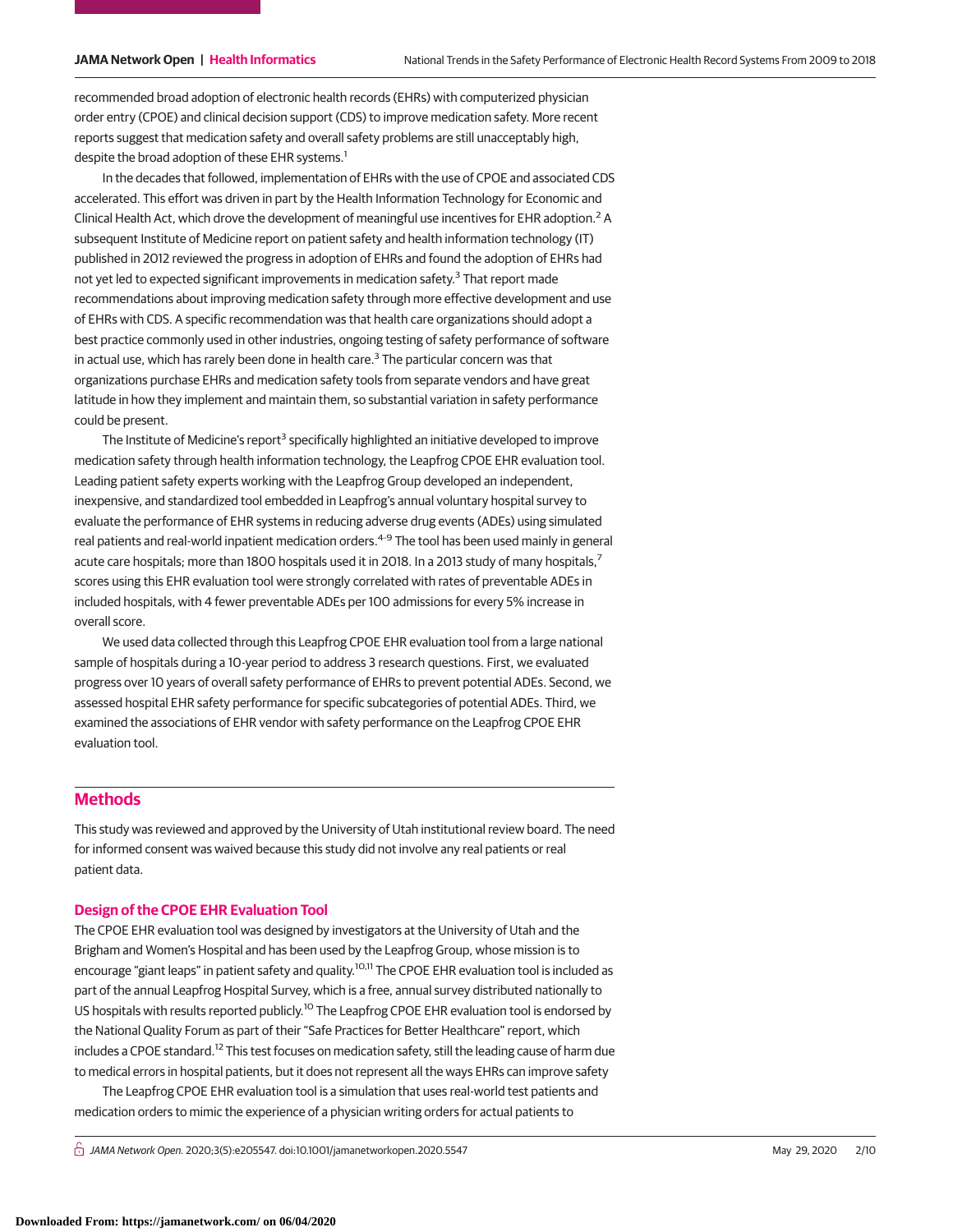recommended broad adoption of electronic health records (EHRs) with computerized physician order entry (CPOE) and clinical decision support (CDS) to improve medication safety. More recent reports suggest that medication safety and overall safety problems are still unacceptably high, despite the broad adoption of these EHR systems.[1]

In the decades that followed, implementation of EHRs with the use of CPOE and associated CDS accelerated. This effort was driven in part by the Health Information Technology for Economic and Clinical Health Act, which drove the development of meaningful use incentives for EHR adoption.[2] A subsequent Institute of Medicine report on patient safety and health information technology (IT) published in 2012 reviewed the progress in adoption of EHRs and found the adoption of EHRs had not yet led to expected significant improvements in medication safety.[3] That report made recommendations about improving medication safety through more effective development and use of EHRs with CDS. A specific recommendation was that health care organizations should adopt a best practice commonly used in other industries, ongoing testing of safety performance of software in actual use, which has rarely been done in health care.[3] The particular concern was that organizations purchase EHRs and medication safety tools from separate vendors and have great latitude in how they implement and maintain them, so substantial variation in safety performance could be present.

The Institute of Medicine's report[3] specifically highlighted an initiative developed to improve medication safety through health information technology, the Leapfrog CPOE EHR evaluation tool. Leading patient safety experts working with the Leapfrog Group developed an independent, inexpensive, and standardized tool embedded in Leapfrog's annual voluntary hospital survey to evaluate the performance of EHR systems in reducing adverse drug events (ADEs) using simulated real patients and real-world inpatient medication orders.[4-9] The tool has been used mainly in general acute care hospitals; more than 1800 hospitals used it in 2018. In a 2013 study of many hospitals,[7] scores using this EHR evaluation tool were strongly correlated with rates of preventable ADEs in included hospitals, with 4 fewer preventable ADEs per 100 admissions for every 5% increase in overall score.

We used data collected through this Leapfrog CPOE EHR evaluation tool from a large national sample of hospitals during a 10-year period to address 3 research questions. First, we evaluated progress over 10 years of overall safety performance of EHRs to prevent potential ADEs. Second, we assessed hospital EHR safety performance for specific subcategories of potential ADEs. Third, we examined the associations of EHR vendor with safety performance on the Leapfrog CPOE EHR evaluation tool.

## Methods

This study was reviewed and approved by the University of Utah institutional review board. The need for informed consent was waived because this study did not involve any real patients or real patient data.

### Design of the CPOE EHR Evaluation Tool

The CPOE EHR evaluation tool was designed by investigators at the University of Utah and the Brigham and Women's Hospital and has been used by the Leapfrog Group, whose mission is to encourage "giant leaps" in patient safety and quality.[10,11] The CPOE EHR evaluation tool is included as part of the annual Leapfrog Hospital Survey, which is a free, annual survey distributed nationally to US hospitals with results reported publicly.[10] The Leapfrog CPOE EHR evaluation tool is endorsed by the National Quality Forum as part of their "Safe Practices for Better Healthcare" report, which includes a CPOE standard.[12] This test focuses on medication safety, still the leading cause of harm due to medical errors in hospital patients, but it does not represent all the ways EHRs can improve safety

The Leapfrog CPOE EHR evaluation tool is a simulation that uses real-world test patients and medication orders to mimic the experience of a physician writing orders for actual patients to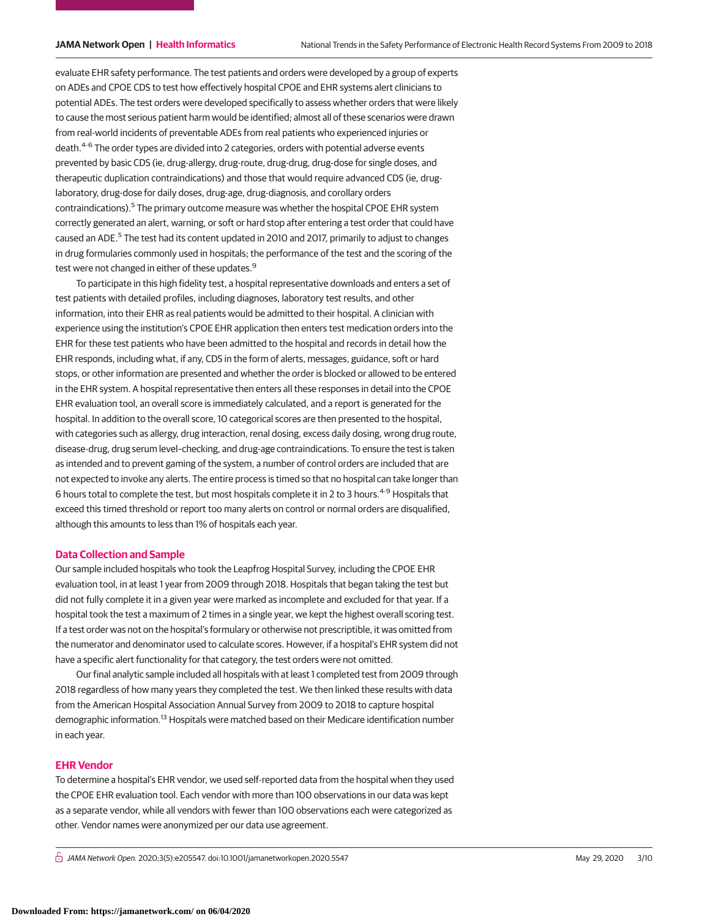evaluate EHR safety performance. The test patients and orders were developed by a group of experts on ADEs and CPOE CDS to test how effectively hospital CPOE and EHR systems alert clinicians to potential ADEs. The test orders were developed specifically to assess whether orders that were likely to cause the most serious patient harm would be identified; almost all of these scenarios were drawn from real-world incidents of preventable ADEs from real patients who experienced injuries or death.[4-6] The order types are divided into 2 categories, orders with potential adverse events prevented by basic CDS (ie, drug-allergy, drug-route, drug-drug, drug-dose for single doses, and therapeutic duplication contraindications) and those that would require advanced CDS (ie, drug-laboratory, drug-dose for daily doses, drug-age, drug-diagnosis, and corollary orders contraindications).[5] The primary outcome measure was whether the hospital CPOE EHR system correctly generated an alert, warning, or soft or hard stop after entering a test order that could have caused an ADE.[5] The test had its content updated in 2010 and 2017, primarily to adjust to changes in drug formularies commonly used in hospitals; the performance of the test and the scoring of the test were not changed in either of these updates.[9]

To participate in this high fidelity test, a hospital representative downloads and enters a set of test patients with detailed profiles, including diagnoses, laboratory test results, and other information, into their EHR as real patients would be admitted to their hospital. A clinician with experience using the institution's CPOE EHR application then enters test medication orders into the EHR for these test patients who have been admitted to the hospital and records in detail how the EHR responds, including what, if any, CDS in the form of alerts, messages, guidance, soft or hard stops, or other information are presented and whether the order is blocked or allowed to be entered in the EHR system. A hospital representative then enters all these responses in detail into the CPOE EHR evaluation tool, an overall score is immediately calculated, and a report is generated for the hospital. In addition to the overall score, 10 categorical scores are then presented to the hospital, with categories such as allergy, drug interaction, renal dosing, excess daily dosing, wrong drug route, disease-drug, drug serum level–checking, and drug-age contraindications. To ensure the test is taken as intended and to prevent gaming of the system, a number of control orders are included that are not expected to invoke any alerts. The entire process is timed so that no hospital can take longer than 6 hours total to complete the test, but most hospitals complete it in 2 to 3 hours.[4-9] Hospitals that exceed this timed threshold or report too many alerts on control or normal orders are disqualified, although this amounts to less than 1% of hospitals each year.

## Data Collection and Sample

Our sample included hospitals who took the Leapfrog Hospital Survey, including the CPOE EHR evaluation tool, in at least 1 year from 2009 through 2018. Hospitals that began taking the test but did not fully complete it in a given year were marked as incomplete and excluded for that year. If a hospital took the test a maximum of 2 times in a single year, we kept the highest overall scoring test. If a test order was not on the hospital's formulary or otherwise not prescriptible, it was omitted from the numerator and denominator used to calculate scores. However, if a hospital's EHR system did not have a specific alert functionality for that category, the test orders were not omitted.

Our final analytic sample included all hospitals with at least 1 completed test from 2009 through 2018 regardless of how many years they completed the test. We then linked these results with data from the American Hospital Association Annual Survey from 2009 to 2018 to capture hospital demographic information.[13] Hospitals were matched based on their Medicare identification number in each year.

## EHR Vendor

To determine a hospital's EHR vendor, we used self-reported data from the hospital when they used the CPOE EHR evaluation tool. Each vendor with more than 100 observations in our data was kept as a separate vendor, while all vendors with fewer than 100 observations each were categorized as other. Vendor names were anonymized per our data use agreement.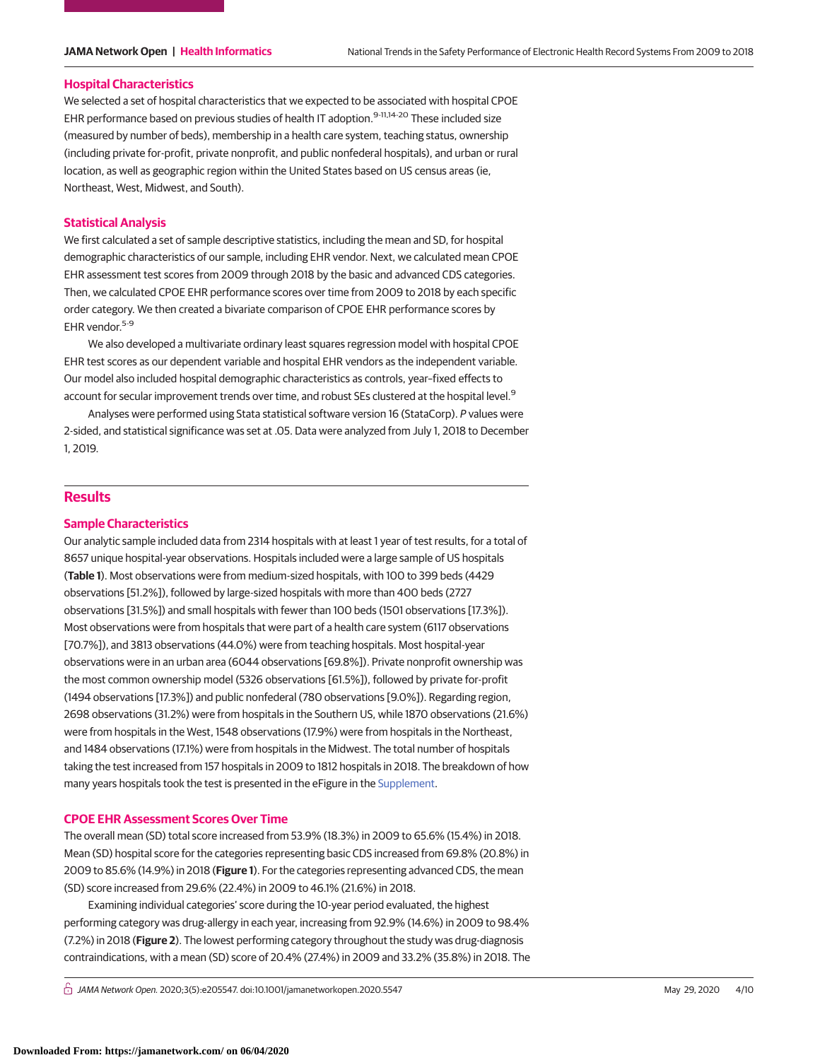### Hospital Characteristics

We selected a set of hospital characteristics that we expected to be associated with hospital CPOE EHR performance based on previous studies of health IT adoption.[9-11,14-20] These included size (measured by number of beds), membership in a health care system, teaching status, ownership (including private for-profit, private nonprofit, and public nonfederal hospitals), and urban or rural location, as well as geographic region within the United States based on US census areas (ie, Northeast, West, Midwest, and South).

### Statistical Analysis

We first calculated a set of sample descriptive statistics, including the mean and SD, for hospital demographic characteristics of our sample, including EHR vendor. Next, we calculated mean CPOE EHR assessment test scores from 2009 through 2018 by the basic and advanced CDS categories. Then, we calculated CPOE EHR performance scores over time from 2009 to 2018 by each specific order category. We then created a bivariate comparison of CPOE EHR performance scores by EHR vendor.[5-9]

We also developed a multivariate ordinary least squares regression model with hospital CPOE EHR test scores as our dependent variable and hospital EHR vendors as the independent variable. Our model also included hospital demographic characteristics as controls, year–fixed effects to account for secular improvement trends over time, and robust SEs clustered at the hospital level.[9]

Analyses were performed using Stata statistical software version 16 (StataCorp). *P* values were 2-sided, and statistical significance was set at .05. Data were analyzed from July 1, 2018 to December 1, 2019.

## Results

### Sample Characteristics

Our analytic sample included data from 2314 hospitals with at least 1 year of test results, for a total of 8657 unique hospital-year observations. Hospitals included were a large sample of US hospitals (**Table 1**). Most observations were from medium-sized hospitals, with 100 to 399 beds (4429 observations [51.2%]), followed by large-sized hospitals with more than 400 beds (2727 observations [31.5%]) and small hospitals with fewer than 100 beds (1501 observations [17.3%]). Most observations were from hospitals that were part of a health care system (6117 observations [70.7%]), and 3813 observations (44.0%) were from teaching hospitals. Most hospital-year observations were in an urban area (6044 observations [69.8%]). Private nonprofit ownership was the most common ownership model (5326 observations [61.5%]), followed by private for-profit (1494 observations [17.3%]) and public nonfederal (780 observations [9.0%]). Regarding region, 2698 observations (31.2%) were from hospitals in the Southern US, while 1870 observations (21.6%) were from hospitals in the West, 1548 observations (17.9%) were from hospitals in the Northeast, and 1484 observations (17.1%) were from hospitals in the Midwest. The total number of hospitals taking the test increased from 157 hospitals in 2009 to 1812 hospitals in 2018. The breakdown of how many years hospitals took the test is presented in the eFigure in the Supplement.

### CPOE EHR Assessment Scores Over Time

The overall mean (SD) total score increased from 53.9% (18.3%) in 2009 to 65.6% (15.4%) in 2018. Mean (SD) hospital score for the categories representing basic CDS increased from 69.8% (20.8%) in 2009 to 85.6% (14.9%) in 2018 (**Figure 1**). For the categories representing advanced CDS, the mean (SD) score increased from 29.6% (22.4%) in 2009 to 46.1% (21.6%) in 2018.

Examining individual categories' score during the 10-year period evaluated, the highest performing category was drug-allergy in each year, increasing from 92.9% (14.6%) in 2009 to 98.4% (7.2%) in 2018 (**Figure 2**). The lowest performing category throughout the study was drug-diagnosis contraindications, with a mean (SD) score of 20.4% (27.4%) in 2009 and 33.2% (35.8%) in 2018. The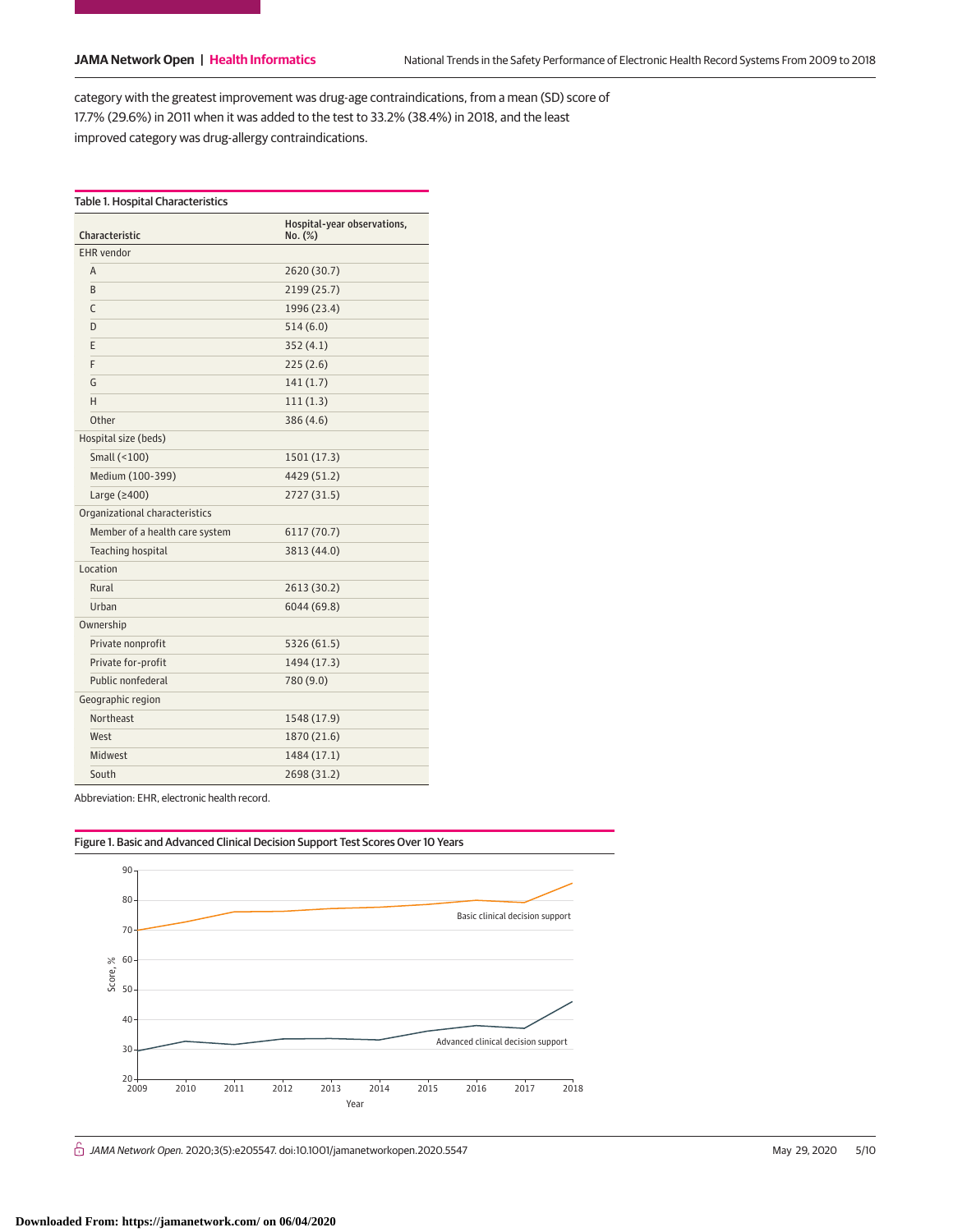category with the greatest improvement was drug-age contraindications, from a mean (SD) score of 17.7% (29.6%) in 2011 when it was added to the test to 33.2% (38.4%) in 2018, and the least improved category was drug-allergy contraindications.

Table 1. Hospital Characteristics

| Characteristic | Hospital-year observations, No. (%) |
|---|---|
| EHR vendor | |
| A | 2620 (30.7) |
| B | 2199 (25.7) |
| C | 1996 (23.4) |
| D | 514 (6.0) |
| E | 352 (4.1) |
| F | 225 (2.6) |
| G | 141 (1.7) |
| H | 111 (1.3) |
| Other | 386 (4.6) |
| Hospital size (beds) | |
| Small (<100) | 1501 (17.3) |
| Medium (100-399) | 4429 (51.2) |
| Large (≥400) | 2727 (31.5) |
| Organizational characteristics | |
| Member of a health care system | 6117 (70.7) |
| Teaching hospital | 3813 (44.0) |
| Location | |
| Rural | 2613 (30.2) |
| Urban | 6044 (69.8) |
| Ownership | |
| Private nonprofit | 5326 (61.5) |
| Private for-profit | 1494 (17.3) |
| Public nonfederal | 780 (9.0) |
| Geographic region | |
| Northeast | 1548 (17.9) |
| West | 1870 (21.6) |
| Midwest | 1484 (17.1) |
| South | 2698 (31.2) |

Abbreviation: EHR, electronic health record.

Figure 1. Basic and Advanced Clinical Decision Support Test Scores Over 10 Years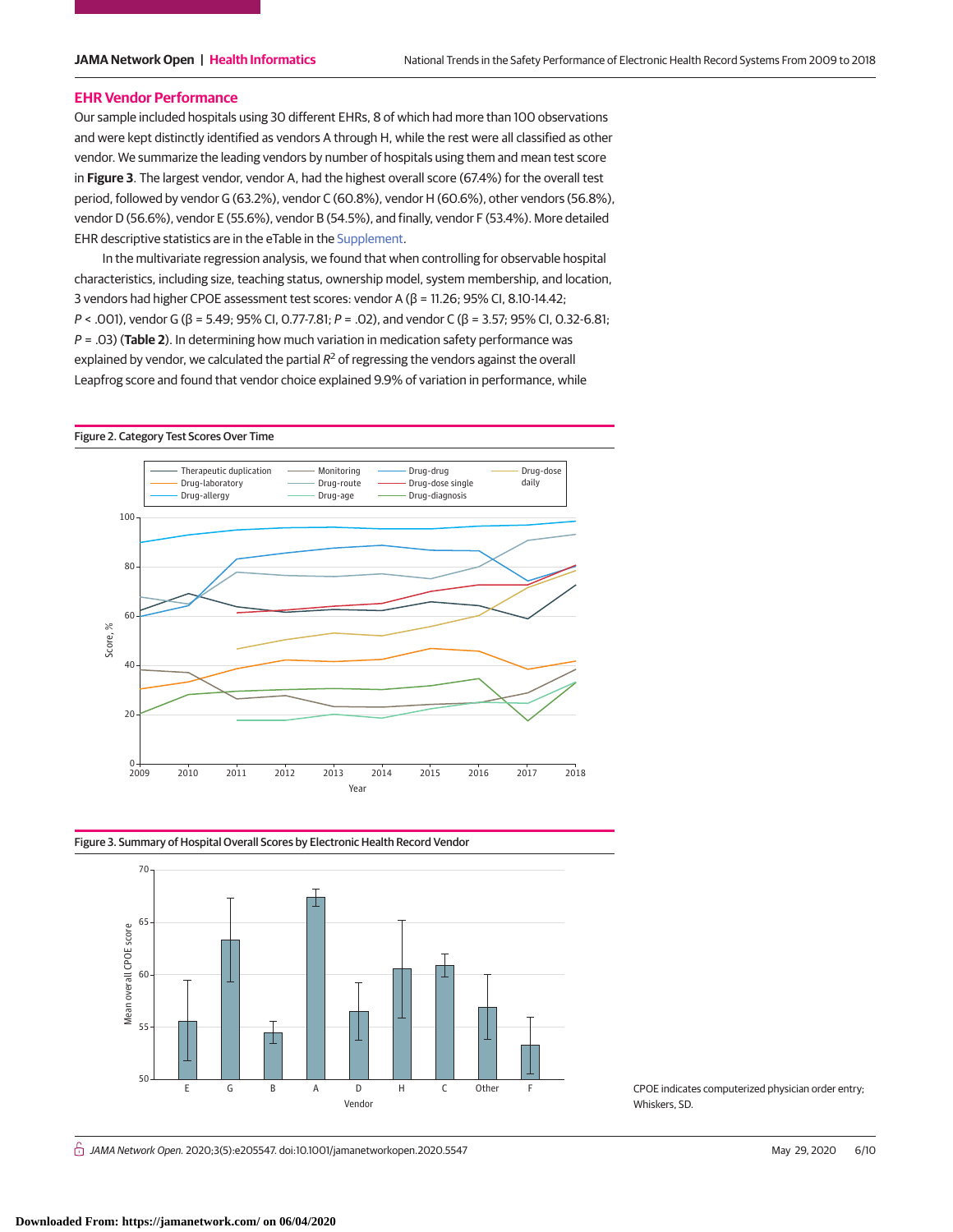## EHR Vendor Performance

Our sample included hospitals using 30 different EHRs, 8 of which had more than 100 observations and were kept distinctly identified as vendors A through H, while the rest were all classified as other vendor. We summarize the leading vendors by number of hospitals using them and mean test score in **Figure 3**. The largest vendor, vendor A, had the highest overall score (67.4%) for the overall test period, followed by vendor G (63.2%), vendor C (60.8%), vendor H (60.6%), other vendors (56.8%), vendor D (56.6%), vendor E (55.6%), vendor B (54.5%), and finally, vendor F (53.4%). More detailed EHR descriptive statistics are in the eTable in the Supplement.

In the multivariate regression analysis, we found that when controlling for observable hospital characteristics, including size, teaching status, ownership model, system membership, and location, 3 vendors had higher CPOE assessment test scores: vendor A (β = 11.26; 95% CI, 8.10-14.42; $P < .001$), vendor G (β = 5.49; 95% CI, 0.77-7.81; $P = .02$), and vendor C (β = 3.57; 95% CI, 0.32-6.81; $P = .03$) (**Table 2**). In determining how much variation in medication safety performance was explained by vendor, we calculated the partial $R^2$ of regressing the vendors against the overall Leapfrog score and found that vendor choice explained 9.9% of variation in performance, while

Figure 2. Category Test Scores Over Time

Figure 3. Summary of Hospital Overall Scores by Electronic Health Record Vendor

CPOE indicates computerized physician order entry; Whiskers, SD.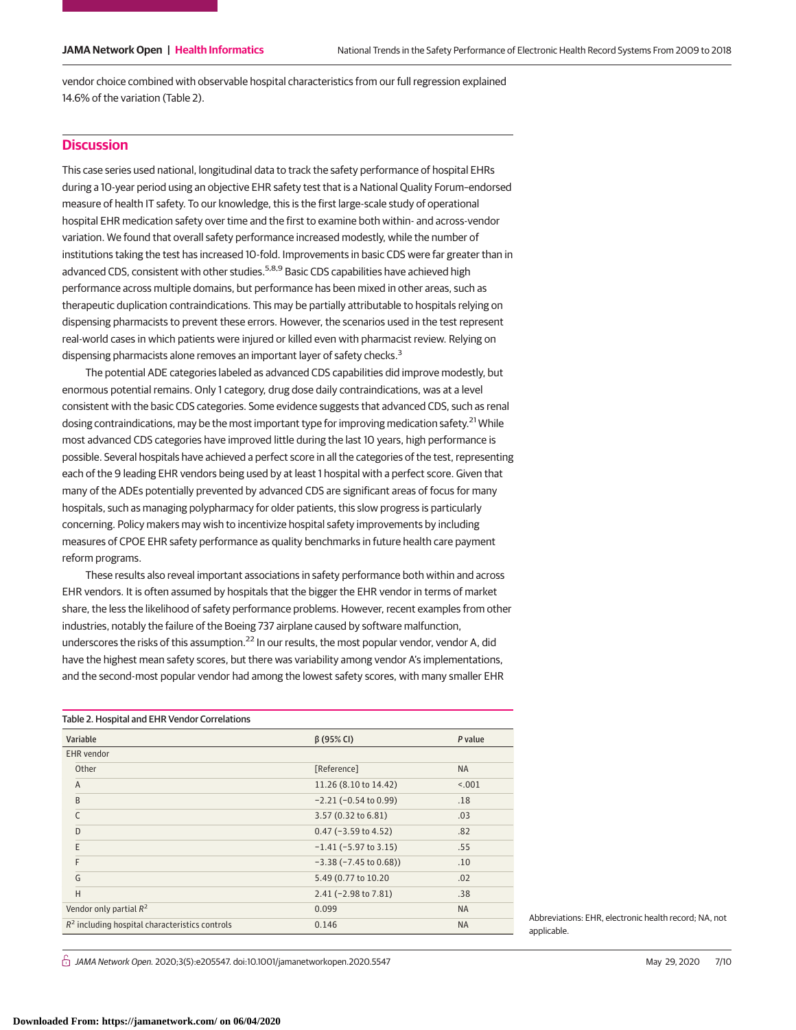vendor choice combined with observable hospital characteristics from our full regression explained 14.6% of the variation (Table 2).

## Discussion

This case series used national, longitudinal data to track the safety performance of hospital EHRs during a 10-year period using an objective EHR safety test that is a National Quality Forum–endorsed measure of health IT safety. To our knowledge, this is the first large-scale study of operational hospital EHR medication safety over time and the first to examine both within- and across-vendor variation. We found that overall safety performance increased modestly, while the number of institutions taking the test has increased 10-fold. Improvements in basic CDS were far greater than in advanced CDS, consistent with other studies.[5,8,9] Basic CDS capabilities have achieved high performance across multiple domains, but performance has been mixed in other areas, such as therapeutic duplication contraindications. This may be partially attributable to hospitals relying on dispensing pharmacists to prevent these errors. However, the scenarios used in the test represent real-world cases in which patients were injured or killed even with pharmacist review. Relying on dispensing pharmacists alone removes an important layer of safety checks.[3]

The potential ADE categories labeled as advanced CDS capabilities did improve modestly, but enormous potential remains. Only 1 category, drug dose daily contraindications, was at a level consistent with the basic CDS categories. Some evidence suggests that advanced CDS, such as renal dosing contraindications, may be the most important type for improving medication safety.[21] While most advanced CDS categories have improved little during the last 10 years, high performance is possible. Several hospitals have achieved a perfect score in all the categories of the test, representing each of the 9 leading EHR vendors being used by at least 1 hospital with a perfect score. Given that many of the ADEs potentially prevented by advanced CDS are significant areas of focus for many hospitals, such as managing polypharmacy for older patients, this slow progress is particularly concerning. Policy makers may wish to incentivize hospital safety improvements by including measures of CPOE EHR safety performance as quality benchmarks in future health care payment reform programs.

These results also reveal important associations in safety performance both within and across EHR vendors. It is often assumed by hospitals that the bigger the EHR vendor in terms of market share, the less the likelihood of safety performance problems. However, recent examples from other industries, notably the failure of the Boeing 737 airplane caused by software malfunction, underscores the risks of this assumption.[22] In our results, the most popular vendor, vendor A, did have the highest mean safety scores, but there was variability among vendor A's implementations, and the second-most popular vendor had among the lowest safety scores, with many smaller EHR

Table 2. Hospital and EHR Vendor Correlations

| Variable | β (95% CI) | P value |
|---|---|---|
| EHR vendor | | |
| Other | [Reference] | NA |
| A | 11.26 (8.10 to 14.42) | <.001 |
| B | −2.21 (−0.54 to 0.99) | .18 |
| C | 3.57 (0.32 to 6.81) | .03 |
| D | 0.47 (−3.59 to 4.52) | .82 |
| E | −1.41 (−5.97 to 3.15) | .55 |
| F | −3.38 (−7.45 to 0.68)) | .10 |
| G | 5.49 (0.77 to 10.20 | .02 |
| H | 2.41 (−2.98 to 7.81) | .38 |
| Vendor only partial $R^2$ | 0.099 | NA |
| $R^2$ including hospital characteristics controls | 0.146 | NA |

Abbreviations: EHR, electronic health record; NA, not applicable.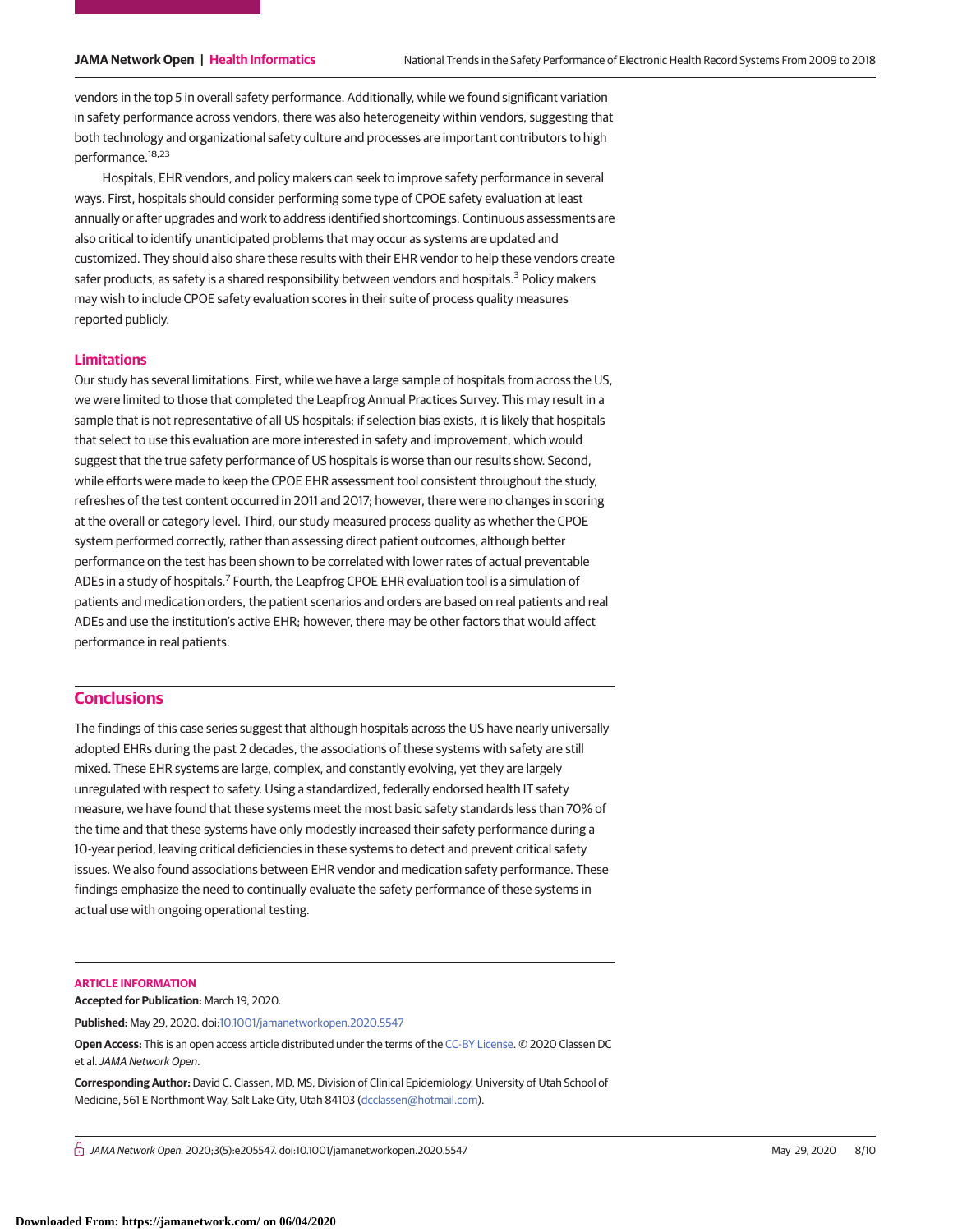vendors in the top 5 in overall safety performance. Additionally, while we found significant variation in safety performance across vendors, there was also heterogeneity within vendors, suggesting that both technology and organizational safety culture and processes are important contributors to high performance.[18,23]

Hospitals, EHR vendors, and policy makers can seek to improve safety performance in several ways. First, hospitals should consider performing some type of CPOE safety evaluation at least annually or after upgrades and work to address identified shortcomings. Continuous assessments are also critical to identify unanticipated problems that may occur as systems are updated and customized. They should also share these results with their EHR vendor to help these vendors create safer products, as safety is a shared responsibility between vendors and hospitals.[3] Policy makers may wish to include CPOE safety evaluation scores in their suite of process quality measures reported publicly.

### Limitations

Our study has several limitations. First, while we have a large sample of hospitals from across the US, we were limited to those that completed the Leapfrog Annual Practices Survey. This may result in a sample that is not representative of all US hospitals; if selection bias exists, it is likely that hospitals that select to use this evaluation are more interested in safety and improvement, which would suggest that the true safety performance of US hospitals is worse than our results show. Second, while efforts were made to keep the CPOE EHR assessment tool consistent throughout the study, refreshes of the test content occurred in 2011 and 2017; however, there were no changes in scoring at the overall or category level. Third, our study measured process quality as whether the CPOE system performed correctly, rather than assessing direct patient outcomes, although better performance on the test has been shown to be correlated with lower rates of actual preventable ADEs in a study of hospitals.[7] Fourth, the Leapfrog CPOE EHR evaluation tool is a simulation of patients and medication orders, the patient scenarios and orders are based on real patients and real ADEs and use the institution's active EHR; however, there may be other factors that would affect performance in real patients.

## Conclusions

The findings of this case series suggest that although hospitals across the US have nearly universally adopted EHRs during the past 2 decades, the associations of these systems with safety are still mixed. These EHR systems are large, complex, and constantly evolving, yet they are largely unregulated with respect to safety. Using a standardized, federally endorsed health IT safety measure, we have found that these systems meet the most basic safety standards less than 70% of the time and that these systems have only modestly increased their safety performance during a 10-year period, leaving critical deficiencies in these systems to detect and prevent critical safety issues. We also found associations between EHR vendor and medication safety performance. These findings emphasize the need to continually evaluate the safety performance of these systems in actual use with ongoing operational testing.

### ARTICLE INFORMATION

**Accepted for Publication:** March 19, 2020.

**Published:** May 29, 2020. doi:10.1001/jamanetworkopen.2020.5547

**Open Access:** This is an open access article distributed under the terms of the CC-BY License. © 2020 Classen DC et al. *JAMA Network Open*.

**Corresponding Author:** David C. Classen, MD, MS, Division of Clinical Epidemiology, University of Utah School of Medicine, 561 E Northmont Way, Salt Lake City, Utah 84103 (dcclassen@hotmail.com).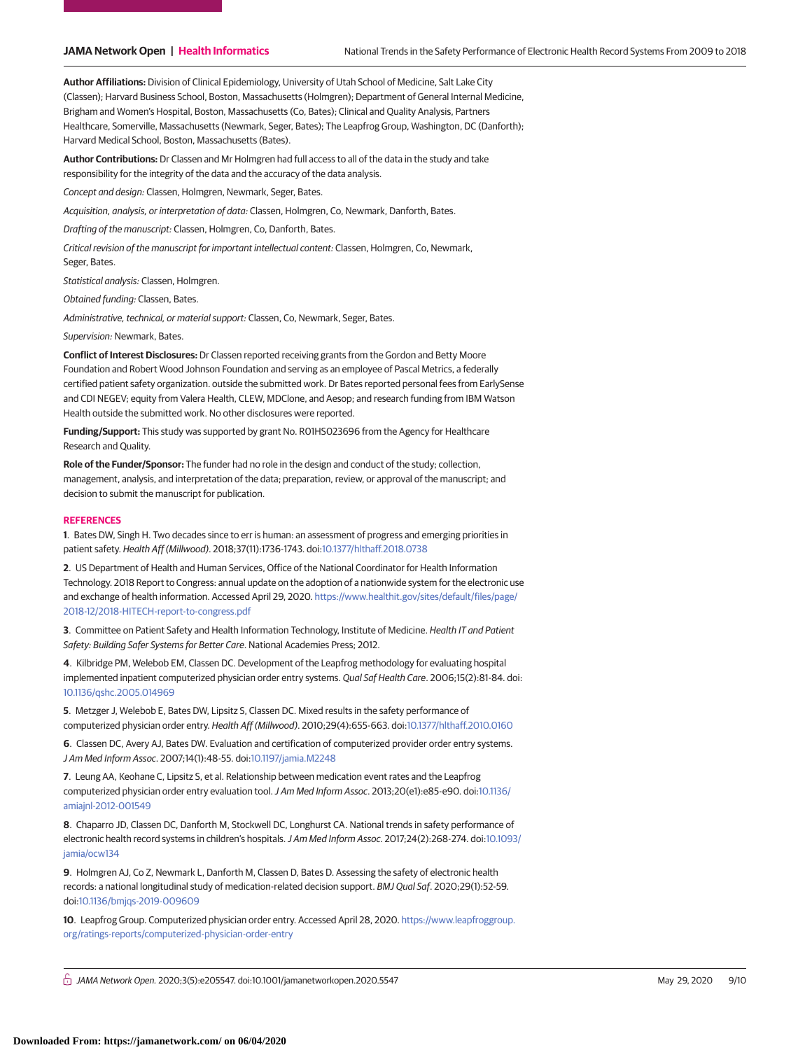**Author Affiliations:** Division of Clinical Epidemiology, University of Utah School of Medicine, Salt Lake City (Classen); Harvard Business School, Boston, Massachusetts (Holmgren); Department of General Internal Medicine, Brigham and Women's Hospital, Boston, Massachusetts (Co, Bates); Clinical and Quality Analysis, Partners Healthcare, Somerville, Massachusetts (Newmark, Seger, Bates); The Leapfrog Group, Washington, DC (Danforth); Harvard Medical School, Boston, Massachusetts (Bates).

**Author Contributions:** Dr Classen and Mr Holmgren had full access to all of the data in the study and take responsibility for the integrity of the data and the accuracy of the data analysis.

*Concept and design:* Classen, Holmgren, Newmark, Seger, Bates.

*Acquisition, analysis, or interpretation of data:* Classen, Holmgren, Co, Newmark, Danforth, Bates.

*Drafting of the manuscript:* Classen, Holmgren, Co, Danforth, Bates.

*Critical revision of the manuscript for important intellectual content:* Classen, Holmgren, Co, Newmark, Seger, Bates.

*Statistical analysis:* Classen, Holmgren.

*Obtained funding:* Classen, Bates.

*Administrative, technical, or material support:* Classen, Co, Newmark, Seger, Bates.

*Supervision:* Newmark, Bates.

**Conflict of Interest Disclosures:** Dr Classen reported receiving grants from the Gordon and Betty Moore Foundation and Robert Wood Johnson Foundation and serving as an employee of Pascal Metrics, a federally certified patient safety organization. outside the submitted work. Dr Bates reported personal fees from EarlySense and CDI NEGEV; equity from Valera Health, CLEW, MDClone, and Aesop; and research funding from IBM Watson Health outside the submitted work. No other disclosures were reported.

**Funding/Support:** This study was supported by grant No. R01HS023696 from the Agency for Healthcare Research and Quality.

**Role of the Funder/Sponsor:** The funder had no role in the design and conduct of the study; collection, management, analysis, and interpretation of the data; preparation, review, or approval of the manuscript; and decision to submit the manuscript for publication.

## REFERENCES

**1**. Bates DW, Singh H. Two decades since to err is human: an assessment of progress and emerging priorities in patient safety. *Health Aff (Millwood)*. 2018;37(11):1736-1743. doi:10.1377/hlthaff.2018.0738

**2**. US Department of Health and Human Services, Office of the National Coordinator for Health Information Technology. 2018 Report to Congress: annual update on the adoption of a nationwide system for the electronic use and exchange of health information. Accessed April 29, 2020. https://www.healthit.gov/sites/default/files/page/2018-12/2018-HITECH-report-to-congress.pdf

**3**. Committee on Patient Safety and Health Information Technology, Institute of Medicine. *Health IT and Patient Safety: Building Safer Systems for Better Care*. National Academies Press; 2012.

**4**. Kilbridge PM, Welebob EM, Classen DC. Development of the Leapfrog methodology for evaluating hospital implemented inpatient computerized physician order entry systems. *Qual Saf Health Care*. 2006;15(2):81-84. doi:10.1136/qshc.2005.014969

**5**. Metzger J, Welebob E, Bates DW, Lipsitz S, Classen DC. Mixed results in the safety performance of computerized physician order entry. *Health Aff (Millwood)*. 2010;29(4):655-663. doi:10.1377/hlthaff.2010.0160

**6**. Classen DC, Avery AJ, Bates DW. Evaluation and certification of computerized provider order entry systems. *J Am Med Inform Assoc*. 2007;14(1):48-55. doi:10.1197/jamia.M2248

**7**. Leung AA, Keohane C, Lipsitz S, et al. Relationship between medication event rates and the Leapfrog computerized physician order entry evaluation tool. *J Am Med Inform Assoc*. 2013;20(e1):e85-e90. doi:10.1136/amiajnl-2012-001549

**8**. Chaparro JD, Classen DC, Danforth M, Stockwell DC, Longhurst CA. National trends in safety performance of electronic health record systems in children's hospitals. *J Am Med Inform Assoc*. 2017;24(2):268-274. doi:10.1093/jamia/ocw134

**9**. Holmgren AJ, Co Z, Newmark L, Danforth M, Classen D, Bates D. Assessing the safety of electronic health records: a national longitudinal study of medication-related decision support. *BMJ Qual Saf*. 2020;29(1):52-59. doi:10.1136/bmjqs-2019-009609

**10**. Leapfrog Group. Computerized physician order entry. Accessed April 28, 2020. https://www.leapfroggroup.org/ratings-reports/computerized-physician-order-entry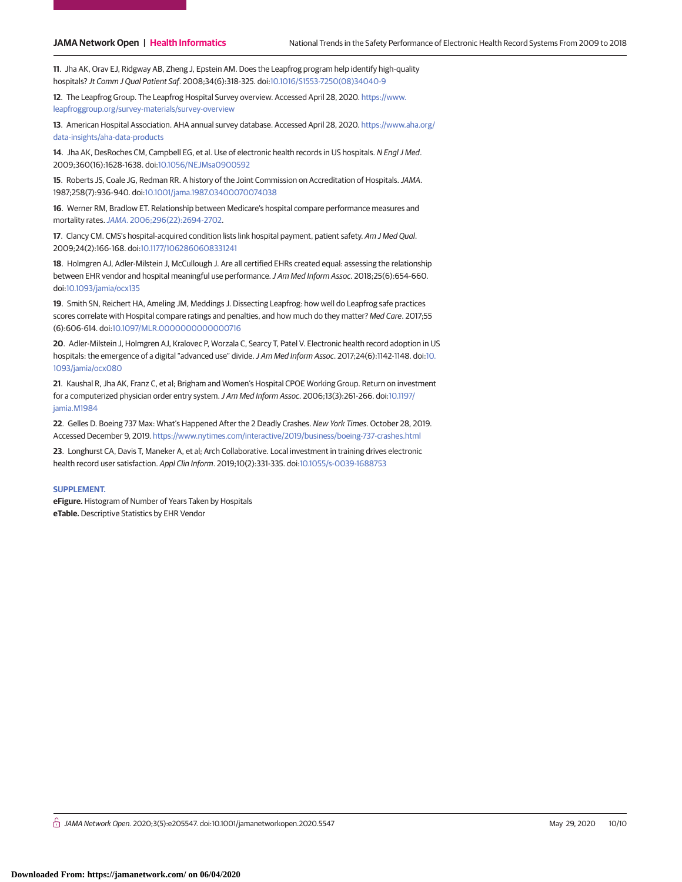11. Jha AK, Orav EJ, Ridgway AB, Zheng J, Epstein AM. Does the Leapfrog program help identify high-quality hospitals? *Jt Comm J Qual Patient Saf*. 2008;34(6):318-325. doi:10.1016/S1553-7250(08)34040-9

12. The Leapfrog Group. The Leapfrog Hospital Survey overview. Accessed April 28, 2020. https://www.leapfroggroup.org/survey-materials/survey-overview

13. American Hospital Association. AHA annual survey database. Accessed April 28, 2020. https://www.aha.org/data-insights/aha-data-products

14. Jha AK, DesRoches CM, Campbell EG, et al. Use of electronic health records in US hospitals. *N Engl J Med*. 2009;360(16):1628-1638. doi:10.1056/NEJMsa0900592

15. Roberts JS, Coale JG, Redman RR. A history of the Joint Commission on Accreditation of Hospitals. *JAMA*. 1987;258(7):936-940. doi:10.1001/jama.1987.03400070074038

16. Werner RM, Bradlow ET. Relationship between Medicare's hospital compare performance measures and mortality rates. *JAMA*. 2006;296(22):2694-2702.

17. Clancy CM. CMS's hospital-acquired condition lists link hospital payment, patient safety. *Am J Med Qual*. 2009;24(2):166-168. doi:10.1177/1062860608331241

18. Holmgren AJ, Adler-Milstein J, McCullough J. Are all certified EHRs created equal: assessing the relationship between EHR vendor and hospital meaningful use performance. *J Am Med Inform Assoc*. 2018;25(6):654-660. doi:10.1093/jamia/ocx135

19. Smith SN, Reichert HA, Ameling JM, Meddings J. Dissecting Leapfrog: how well do Leapfrog safe practices scores correlate with Hospital compare ratings and penalties, and how much do they matter? *Med Care*. 2017;55(6):606-614. doi:10.1097/MLR.0000000000000716

20. Adler-Milstein J, Holmgren AJ, Kralovec P, Worzala C, Searcy T, Patel V. Electronic health record adoption in US hospitals: the emergence of a digital "advanced use" divide. *J Am Med Inform Assoc*. 2017;24(6):1142-1148. doi:10.1093/jamia/ocx080

21. Kaushal R, Jha AK, Franz C, et al; Brigham and Women's Hospital CPOE Working Group. Return on investment for a computerized physician order entry system. *J Am Med Inform Assoc*. 2006;13(3):261-266. doi:10.1197/jamia.M1984

22. Gelles D. Boeing 737 Max: What's Happened After the 2 Deadly Crashes. *New York Times*. October 28, 2019. Accessed December 9, 2019. https://www.nytimes.com/interactive/2019/business/boeing-737-crashes.html

23. Longhurst CA, Davis T, Maneker A, et al; Arch Collaborative. Local investment in training drives electronic health record user satisfaction. *Appl Clin Inform*. 2019;10(2):331-335. doi:10.1055/s-0039-1688753

**SUPPLEMENT.**

**eFigure.** Histogram of Number of Years Taken by Hospitals

**eTable.** Descriptive Statistics by EHR Vendor